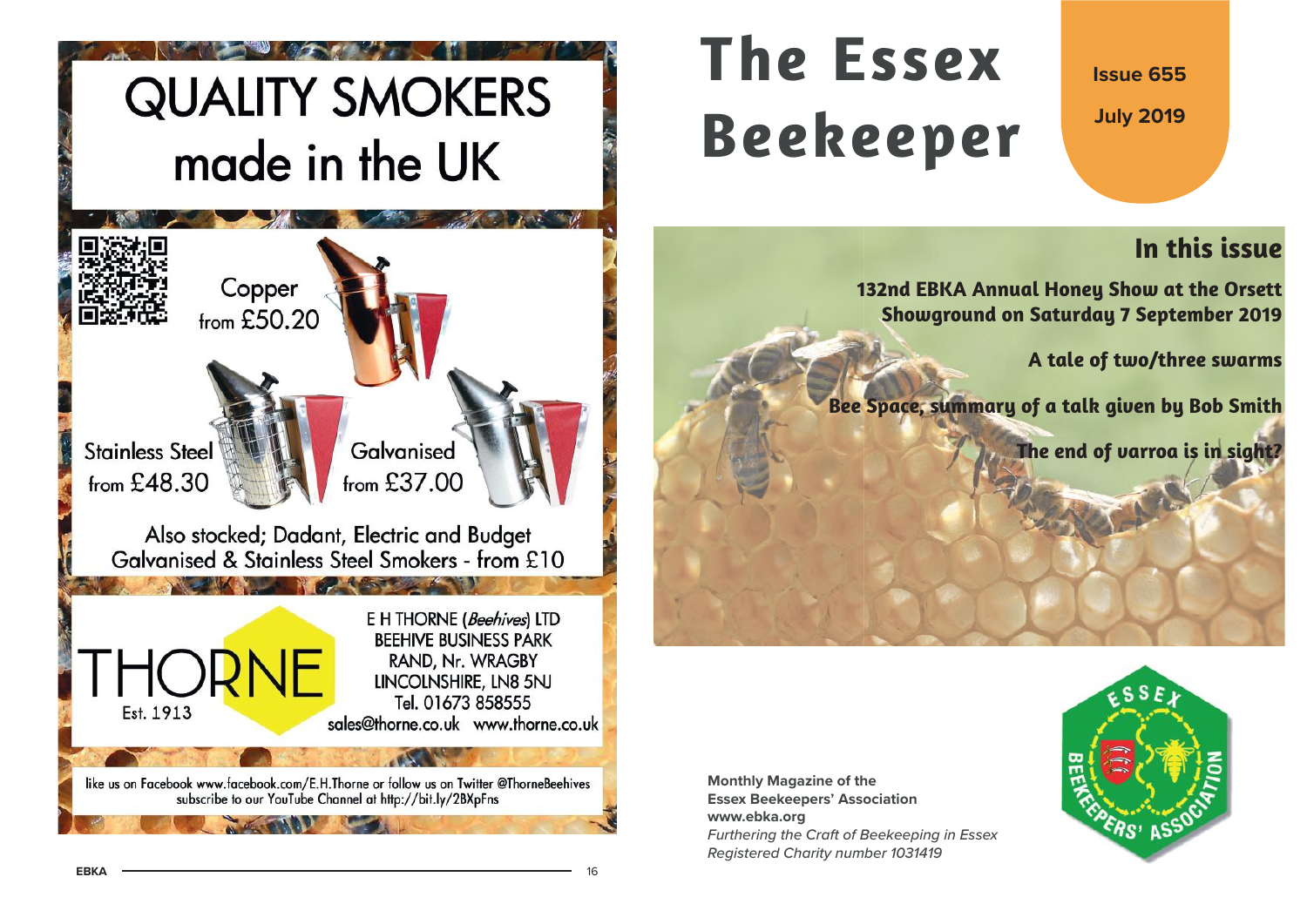# QUALITY SMOKERS made in the UK

Copper
from £50.20

Stainless Steel
from £48.30

Galvanised
from £37.00

Also stocked; Dadant, Electric and Budget Galvanised & Stainless Steel Smokers - from £10

THORNE
Est. 1913

E H THORNE (*Beehives*) LTD
BEEHIVE BUSINESS PARK
RAND, Nr. WRAGBY
LINCOLNSHIRE, LN8 5NJ
Tel. 01673 858555
sales@thorne.co.uk www.thorne.co.uk

like us on Facebook www.facebook.com/E.H.Thorne or follow us on Twitter @ThorneBeehives
subscribe to our YouTube Channel at http://bit.ly/2BXpFns

# The Essex Beekeeper

**Issue 655**

**July 2019**

## In this issue

**132nd EBKA Annual Honey Show at the Orsett Showground on Saturday 7 September 2019**

**A tale of two/three swarms**

**Bee Space, summary of a talk given by Bob Smith**

**The end of varroa is in sight?**

**Monthly Magazine of the**
**Essex Beekeepers' Association**
**www.ebka.org**
*Furthering the Craft of Beekeeping in Essex*
*Registered Charity number 1031419*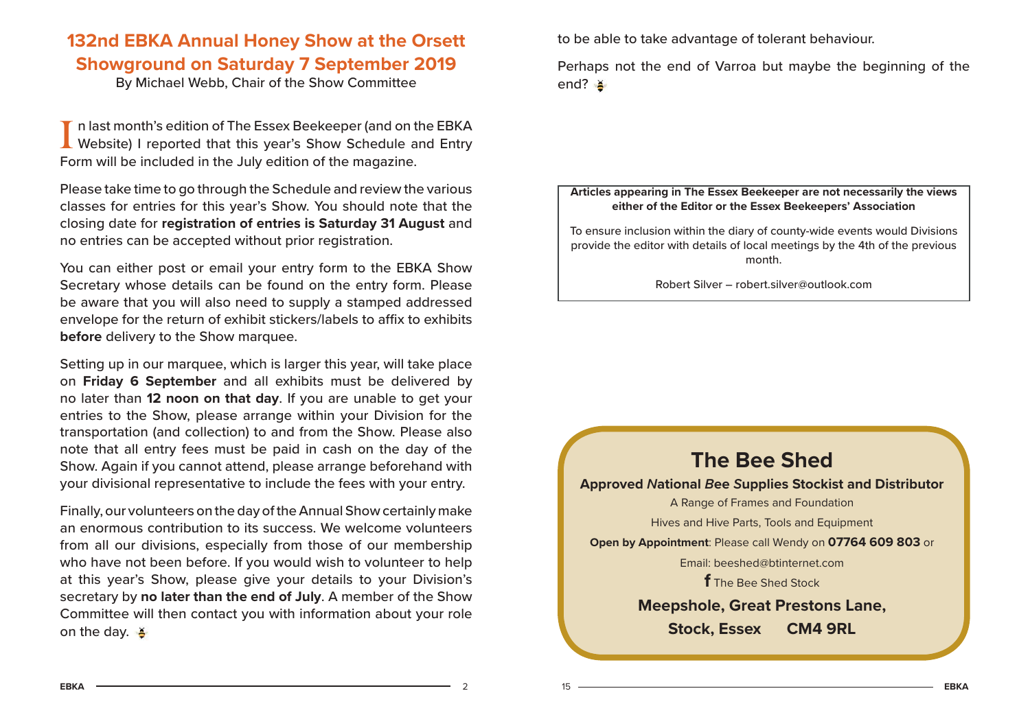## 132nd EBKA Annual Honey Show at the Orsett Showground on Saturday 7 September 2019

By Michael Webb, Chair of the Show Committee

In last month's edition of The Essex Beekeeper (and on the EBKA Website) I reported that this year's Show Schedule and Entry Form will be included in the July edition of the magazine.

Please take time to go through the Schedule and review the various classes for entries for this year's Show. You should note that the closing date for **registration of entries is Saturday 31 August** and no entries can be accepted without prior registration.

You can either post or email your entry form to the EBKA Show Secretary whose details can be found on the entry form. Please be aware that you will also need to supply a stamped addressed envelope for the return of exhibit stickers/labels to affix to exhibits **before** delivery to the Show marquee.

Setting up in our marquee, which is larger this year, will take place on **Friday 6 September** and all exhibits must be delivered by no later than **12 noon on that day**. If you are unable to get your entries to the Show, please arrange within your Division for the transportation (and collection) to and from the Show. Please also note that all entry fees must be paid in cash on the day of the Show. Again if you cannot attend, please arrange beforehand with your divisional representative to include the fees with your entry.

Finally, our volunteers on the day of the Annual Show certainly make an enormous contribution to its success. We welcome volunteers from all our divisions, especially from those of our membership who have not been before. If you would wish to volunteer to help at this year's Show, please give your details to your Division's secretary by **no later than the end of July**. A member of the Show Committee will then contact you with information about your role on the day.

to be able to take advantage of tolerant behaviour.

Perhaps not the end of Varroa but maybe the beginning of the end?

---

**Articles appearing in The Essex Beekeeper are not necessarily the views either of the Editor or the Essex Beekeepers' Association**

To ensure inclusion within the diary of county-wide events would Divisions provide the editor with details of local meetings by the 4th of the previous month.

Robert Silver – robert.silver@outlook.com

---

## The Bee Shed

**Approved *N*ational *B*ee *S*upplies Stockist and Distributor**

A Range of Frames and Foundation

Hives and Hive Parts, Tools and Equipment

**Open by Appointment**: Please call Wendy on **07764 609 803** or

Email: beeshed@btinternet.com

f The Bee Shed Stock

**Meepshole, Great Prestons Lane,**

**Stock, Essex CM4 9RL**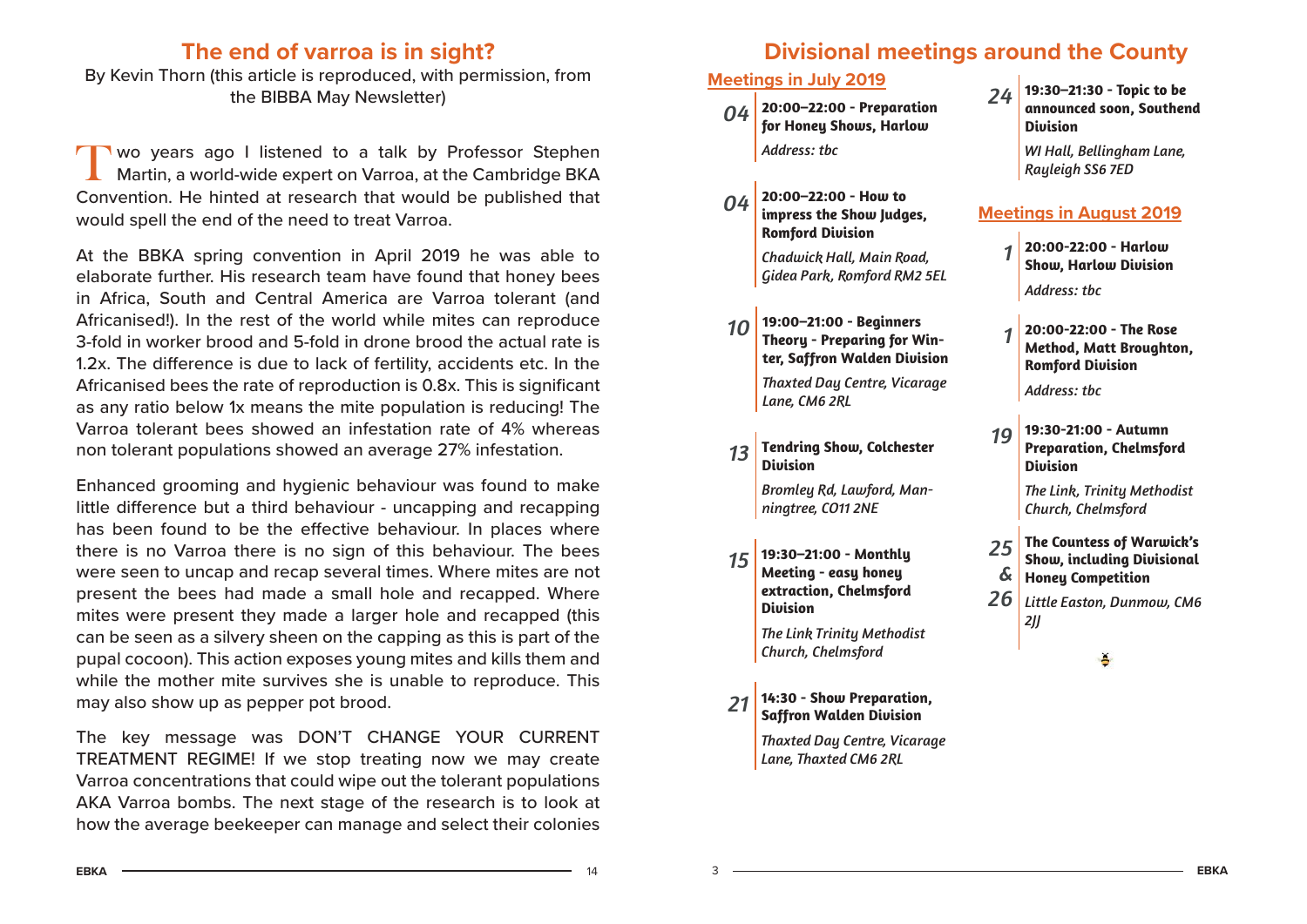## The end of varroa is in sight?

By Kevin Thorn (this article is reproduced, with permission, from the BIBBA May Newsletter)

Two years ago I listened to a talk by Professor Stephen Martin, a world-wide expert on Varroa, at the Cambridge BKA Convention. He hinted at research that would be published that would spell the end of the need to treat Varroa.

At the BBKA spring convention in April 2019 he was able to elaborate further. His research team have found that honey bees in Africa, South and Central America are Varroa tolerant (and Africanised!). In the rest of the world while mites can reproduce 3-fold in worker brood and 5-fold in drone brood the actual rate is 1.2x. The difference is due to lack of fertility, accidents etc. In the Africanised bees the rate of reproduction is 0.8x. This is significant as any ratio below 1x means the mite population is reducing! The Varroa tolerant bees showed an infestation rate of 4% whereas non tolerant populations showed an average 27% infestation.

Enhanced grooming and hygienic behaviour was found to make little difference but a third behaviour - uncapping and recapping has been found to be the effective behaviour. In places where there is no Varroa there is no sign of this behaviour. The bees were seen to uncap and recap several times. Where mites are not present the bees had made a small hole and recapped. Where mites were present they made a larger hole and recapped (this can be seen as a silvery sheen on the capping as this is part of the pupal cocoon). This action exposes young mites and kills them and while the mother mite survives she is unable to reproduce. This may also show up as pepper pot brood.

The key message was DON'T CHANGE YOUR CURRENT TREATMENT REGIME! If we stop treating now we may create Varroa concentrations that could wipe out the tolerant populations AKA Varroa bombs. The next stage of the research is to look at how the average beekeeper can manage and select their colonies

## Divisional meetings around the County

### Meetings in July 2019

**04** **20:00–22:00 - Preparation for Honey Shows, Harlow**
*Address: tbc*

**04** **20:00–22:00 - How to impress the Show Judges, Romford Division**
*Chadwick Hall, Main Road, Gidea Park, Romford RM2 5EL*

**10** **19:00–21:00 - Beginners Theory - Preparing for Winter, Saffron Walden Division**
*Thaxted Day Centre, Vicarage Lane, CM6 2RL*

**13** **Tendring Show, Colchester Division**
*Bromley Rd, Lawford, Manningtree, CO11 2NE*

**15** **19:30–21:00 - Monthly Meeting - easy honey extraction, Chelmsford Division**
*The Link Trinity Methodist Church, Chelmsford*

**21** **14:30 - Show Preparation, Saffron Walden Division**
*Thaxted Day Centre, Vicarage Lane, Thaxted CM6 2RL*

**24** **19:30–21:30 - Topic to be announced soon, Southend Division**
*WI Hall, Bellingham Lane, Rayleigh SS6 7ED*

### Meetings in August 2019

**1** **20:00-22:00 - Harlow Show, Harlow Division**
*Address: tbc*

**1** **20:00-22:00 - The Rose Method, Matt Broughton, Romford Division**
*Address: tbc*

**19** **19:30-21:00 - Autumn Preparation, Chelmsford Division**
*The Link, Trinity Methodist Church, Chelmsford*

**25 & 26** **The Countess of Warwick's Show, including Divisional Honey Competition**
*Little Easton, Dunmow, CM6 2JJ*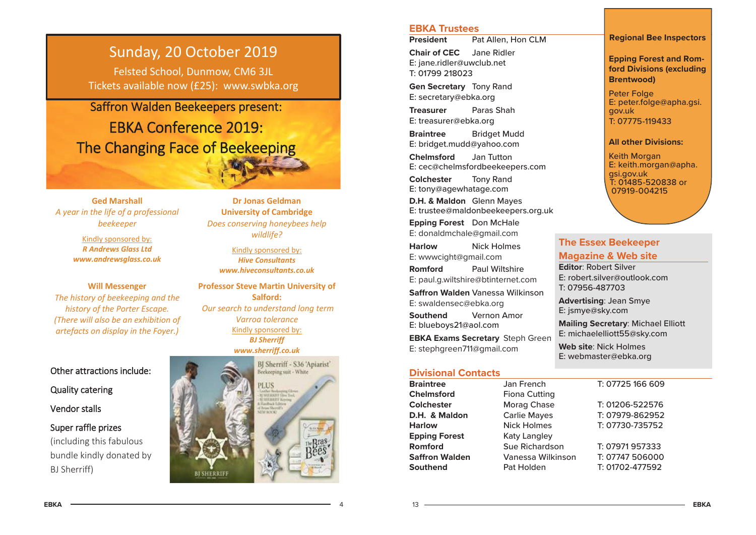# Sunday, 20 October 2019

Felsted School, Dunmow, CM6 3JL

Tickets available now (£25): www.swbka.org

## Saffron Walden Beekeepers present:

## EBKA Conference 2019: The Changing Face of Beekeeping

**Ged Marshall**

*A year in the life of a professional beekeeper*

Kindly sponsored by:
***R Andrews Glass Ltd***
***www.andrewsglass.co.uk***

**Dr Jonas Geldman**
**University of Cambridge**

*Does conserving honeybees help wildlife?*

Kindly sponsored by:
***Hive Consultants***
***www.hiveconsultants.co.uk***

**Will Messenger**

*The history of beekeeping and the history of the Porter Escape.*
*(There will also be an exhibition of artefacts on display in the Foyer.)*

**Professor Steve Martin University of Salford:**

*Our search to understand long term Varroa tolerance*

Kindly sponsored by:
***BJ Sherriff***
***www.sherriff.co.uk***

Other attractions include:

Quality catering

Vendor stalls

Super raffle prizes
(including this fabulous bundle kindly donated by BJ Sherriff)

BJ Sherriff - S36 'Apiarist' Beekeeping suit - White

PLUS
- Leather Beekeeping Gloves
- BJ SHERRIFF Hive Tool
- BJ SHERRIFF Keyring
& Hardback Edition of Brian Sherriff's NEW BOOK!

---

## EBKA Trustees

**President** Pat Allen, Hon CLM

**Chair of CEC** Jane Ridler
E: jane.ridler@uwclub.net
T: 01799 218023

**Gen Secretary** Tony Rand
E: secretary@ebka.org

**Treasurer** Paras Shah
E: treasurer@ebka.org

**Braintree** Bridget Mudd
E: bridget.mudd@yahoo.com

**Chelmsford** Jan Tutton
E: cec@chelmsfordbeekeepers.com

**Colchester** Tony Rand
E: tony@agewhatage.com

**D.H. & Maldon** Glenn Mayes
E: trustee@maldonbeekeepers.org.uk

**Epping Forest** Don McHale
E: donaldmchale@gmail.com

**Harlow** Nick Holmes
E: wwwcight@gmail.com

**Romford** Paul Wiltshire
E: paul.g.wiltshire@btinternet.com

**Saffron Walden** Vanessa Wilkinson
E: swaldensec@ebka.org

**Southend** Vernon Amor
E: blueboys21@aol.com

**EBKA Exams Secretary** Steph Green
E: stephgreen711@gmail.com

## Regional Bee Inspectors

**Epping Forest and Romford Divisions (excluding Brentwood)**

Peter Folge
E: peter.folge@apha.gsi.gov.uk
T: 07775-119433

**All other Divisions:**

Keith Morgan
E: keith.morgan@apha.gsi.gov.uk
T: 01485-520838 or 07919-004215

## The Essex Beekeeper Magazine & Web site

**Editor**: Robert Silver
E: robert.silver@outlook.com
T: 07956-487703

**Advertising**: Jean Smye
E: jsmye@sky.com

**Mailing Secretary**: Michael Elliott
E: michaelelliott55@sky.com

**Web site**: Nick Holmes
E: webmaster@ebka.org

## Divisional Contacts

| Division | Contact | Telephone |
|---|---|---|
| **Braintree** | Jan French | T: 07725 166 609 |
| **Chelmsford** | Fiona Cutting | |
| **Colchester** | Morag Chase | T: 01206-522576 |
| **D.H. & Maldon** | Carlie Mayes | T: 07979-862952 |
| **Harlow** | Nick Holmes | T: 07730-735752 |
| **Epping Forest** | Katy Langley | |
| **Romford** | Sue Richardson | T: 07971 957333 |
| **Saffron Walden** | Vanessa Wilkinson | T: 07747 506000 |
| **Southend** | Pat Holden | T: 01702-477592 |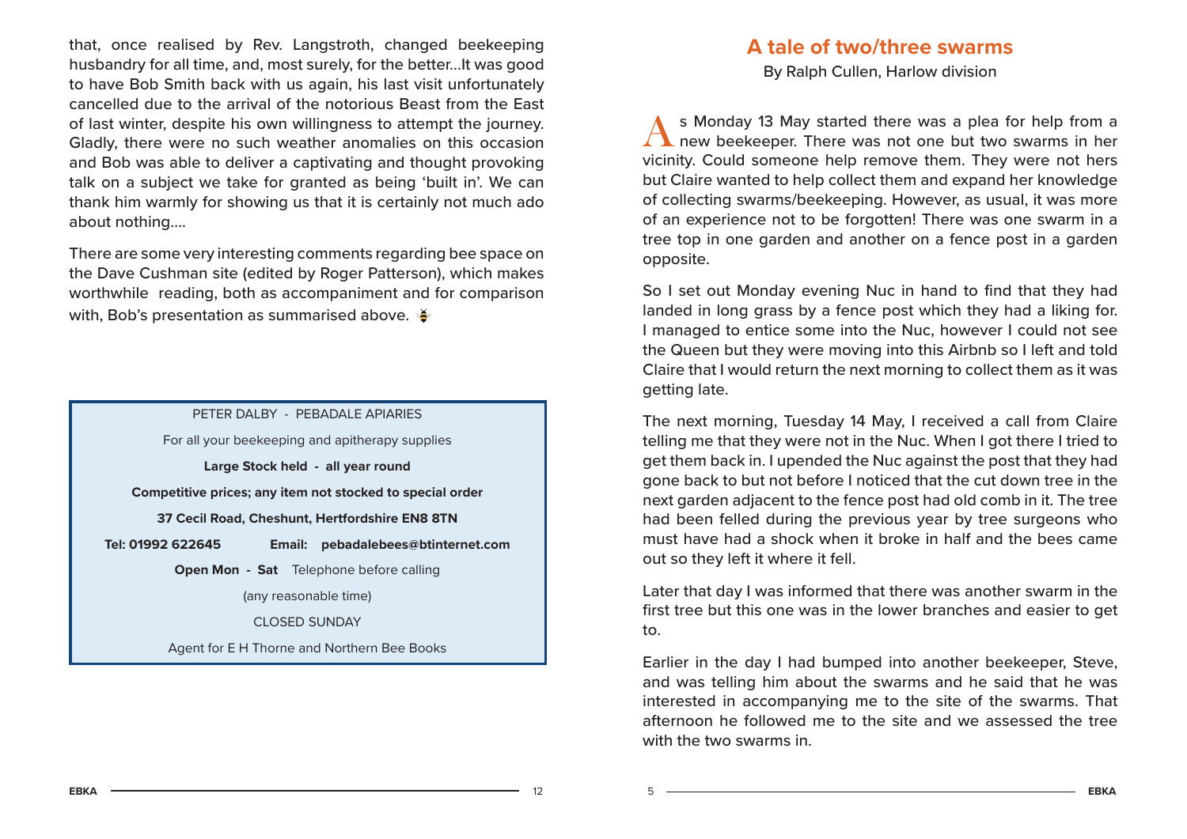that, once realised by Rev. Langstroth, changed beekeeping husbandry for all time, and, most surely, for the better...It was good to have Bob Smith back with us again, his last visit unfortunately cancelled due to the arrival of the notorious Beast from the East of last winter, despite his own willingness to attempt the journey. Gladly, there were no such weather anomalies on this occasion and Bob was able to deliver a captivating and thought provoking talk on a subject we take for granted as being 'built in'. We can thank him warmly for showing us that it is certainly not much ado about nothing....

There are some very interesting comments regarding bee space on the Dave Cushman site (edited by Roger Patterson), which makes worthwhile reading, both as accompaniment and for comparison with, Bob's presentation as summarised above.

---

PETER DALBY - PEBADALE APIARIES

For all your beekeeping and apitherapy supplies

**Large Stock held - all year round**

**Competitive prices; any item not stocked to special order**

**37 Cecil Road, Cheshunt, Hertfordshire EN8 8TN**

**Tel: 01992 622645** **Email: pebadalebees@btinternet.com**

**Open Mon - Sat** Telephone before calling

(any reasonable time)

CLOSED SUNDAY

Agent for E H Thorne and Northern Bee Books

---

## A tale of two/three swarms

By Ralph Cullen, Harlow division

As Monday 13 May started there was a plea for help from a new beekeeper. There was not one but two swarms in her vicinity. Could someone help remove them. They were not hers but Claire wanted to help collect them and expand her knowledge of collecting swarms/beekeeping. However, as usual, it was more of an experience not to be forgotten! There was one swarm in a tree top in one garden and another on a fence post in a garden opposite.

So I set out Monday evening Nuc in hand to find that they had landed in long grass by a fence post which they had a liking for. I managed to entice some into the Nuc, however I could not see the Queen but they were moving into this Airbnb so I left and told Claire that I would return the next morning to collect them as it was getting late.

The next morning, Tuesday 14 May, I received a call from Claire telling me that they were not in the Nuc. When I got there I tried to get them back in. I upended the Nuc against the post that they had gone back to but not before I noticed that the cut down tree in the next garden adjacent to the fence post had old comb in it. The tree had been felled during the previous year by tree surgeons who must have had a shock when it broke in half and the bees came out so they left it where it fell.

Later that day I was informed that there was another swarm in the first tree but this one was in the lower branches and easier to get to.

Earlier in the day I had bumped into another beekeeper, Steve, and was telling him about the swarms and he said that he was interested in accompanying me to the site of the swarms. That afternoon he followed me to the site and we assessed the tree with the two swarms in.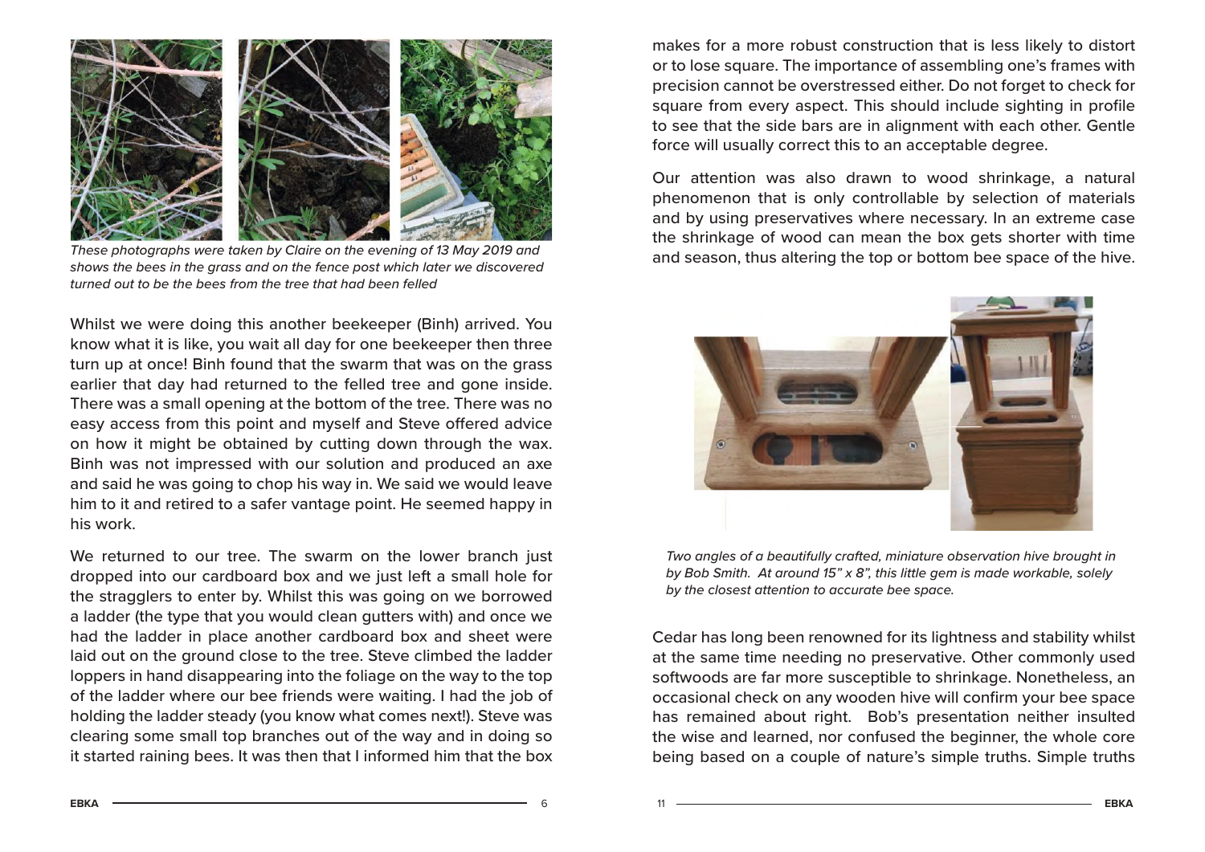*These photographs were taken by Claire on the evening of 13 May 2019 and shows the bees in the grass and on the fence post which later we discovered turned out to be the bees from the tree that had been felled*

Whilst we were doing this another beekeeper (Binh) arrived. You know what it is like, you wait all day for one beekeeper then three turn up at once! Binh found that the swarm that was on the grass earlier that day had returned to the felled tree and gone inside. There was a small opening at the bottom of the tree. There was no easy access from this point and myself and Steve offered advice on how it might be obtained by cutting down through the wax. Binh was not impressed with our solution and produced an axe and said he was going to chop his way in. We said we would leave him to it and retired to a safer vantage point. He seemed happy in his work.

We returned to our tree. The swarm on the lower branch just dropped into our cardboard box and we just left a small hole for the stragglers to enter by. Whilst this was going on we borrowed a ladder (the type that you would clean gutters with) and once we had the ladder in place another cardboard box and sheet were laid out on the ground close to the tree. Steve climbed the ladder loppers in hand disappearing into the foliage on the way to the top of the ladder where our bee friends were waiting. I had the job of holding the ladder steady (you know what comes next!). Steve was clearing some small top branches out of the way and in doing so it started raining bees. It was then that I informed him that the box

makes for a more robust construction that is less likely to distort or to lose square. The importance of assembling one's frames with precision cannot be overstressed either. Do not forget to check for square from every aspect. This should include sighting in profile to see that the side bars are in alignment with each other. Gentle force will usually correct this to an acceptable degree.

Our attention was also drawn to wood shrinkage, a natural phenomenon that is only controllable by selection of materials and by using preservatives where necessary. In an extreme case the shrinkage of wood can mean the box gets shorter with time and season, thus altering the top or bottom bee space of the hive.

*Two angles of a beautifully crafted, miniature observation hive brought in by Bob Smith. At around 15" x 8", this little gem is made workable, solely by the closest attention to accurate bee space.*

Cedar has long been renowned for its lightness and stability whilst at the same time needing no preservative. Other commonly used softwoods are far more susceptible to shrinkage. Nonetheless, an occasional check on any wooden hive will confirm your bee space has remained about right. Bob's presentation neither insulted the wise and learned, nor confused the beginner, the whole core being based on a couple of nature's simple truths. Simple truths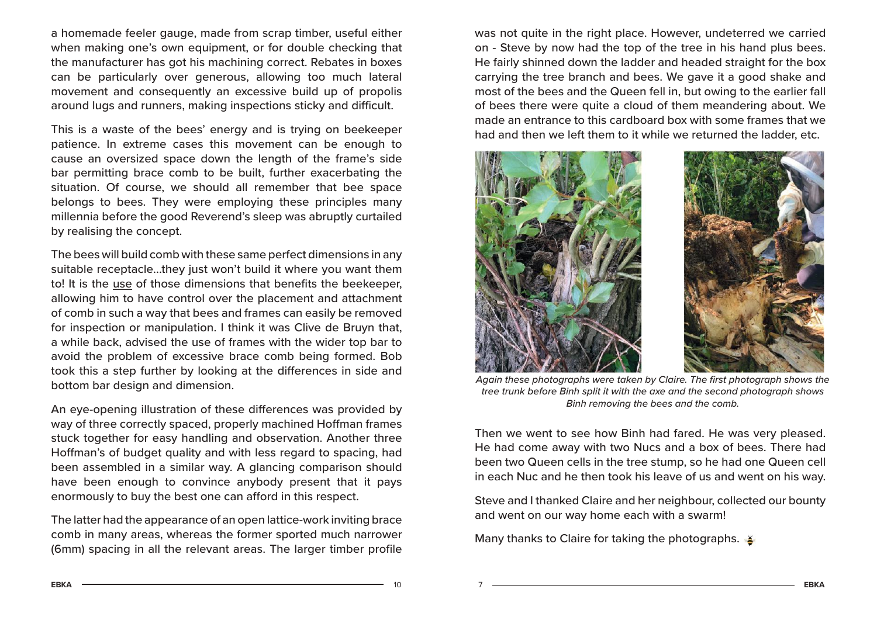a homemade feeler gauge, made from scrap timber, useful either when making one's own equipment, or for double checking that the manufacturer has got his machining correct. Rebates in boxes can be particularly over generous, allowing too much lateral movement and consequently an excessive build up of propolis around lugs and runners, making inspections sticky and difficult.

This is a waste of the bees' energy and is trying on beekeeper patience. In extreme cases this movement can be enough to cause an oversized space down the length of the frame's side bar permitting brace comb to be built, further exacerbating the situation. Of course, we should all remember that bee space belongs to bees. They were employing these principles many millennia before the good Reverend's sleep was abruptly curtailed by realising the concept.

The bees will build comb with these same perfect dimensions in any suitable receptacle...they just won't build it where you want them to! It is the use of those dimensions that benefits the beekeeper, allowing him to have control over the placement and attachment of comb in such a way that bees and frames can easily be removed for inspection or manipulation. I think it was Clive de Bruyn that, a while back, advised the use of frames with the wider top bar to avoid the problem of excessive brace comb being formed. Bob took this a step further by looking at the differences in side and bottom bar design and dimension.

An eye-opening illustration of these differences was provided by way of three correctly spaced, properly machined Hoffman frames stuck together for easy handling and observation. Another three Hoffman's of budget quality and with less regard to spacing, had been assembled in a similar way. A glancing comparison should have been enough to convince anybody present that it pays enormously to buy the best one can afford in this respect.

The latter had the appearance of an open lattice-work inviting brace comb in many areas, whereas the former sported much narrower (6mm) spacing in all the relevant areas. The larger timber profile

was not quite in the right place. However, undeterred we carried on - Steve by now had the top of the tree in his hand plus bees. He fairly shinned down the ladder and headed straight for the box carrying the tree branch and bees. We gave it a good shake and most of the bees and the Queen fell in, but owing to the earlier fall of bees there were quite a cloud of them meandering about. We made an entrance to this cardboard box with some frames that we had and then we left them to it while we returned the ladder, etc.

*Again these photographs were taken by Claire. The first photograph shows the tree trunk before Binh split it with the axe and the second photograph shows Binh removing the bees and the comb.*

Then we went to see how Binh had fared. He was very pleased. He had come away with two Nucs and a box of bees. There had been two Queen cells in the tree stump, so he had one Queen cell in each Nuc and he then took his leave of us and went on his way.

Steve and I thanked Claire and her neighbour, collected our bounty and went on our way home each with a swarm!

Many thanks to Claire for taking the photographs.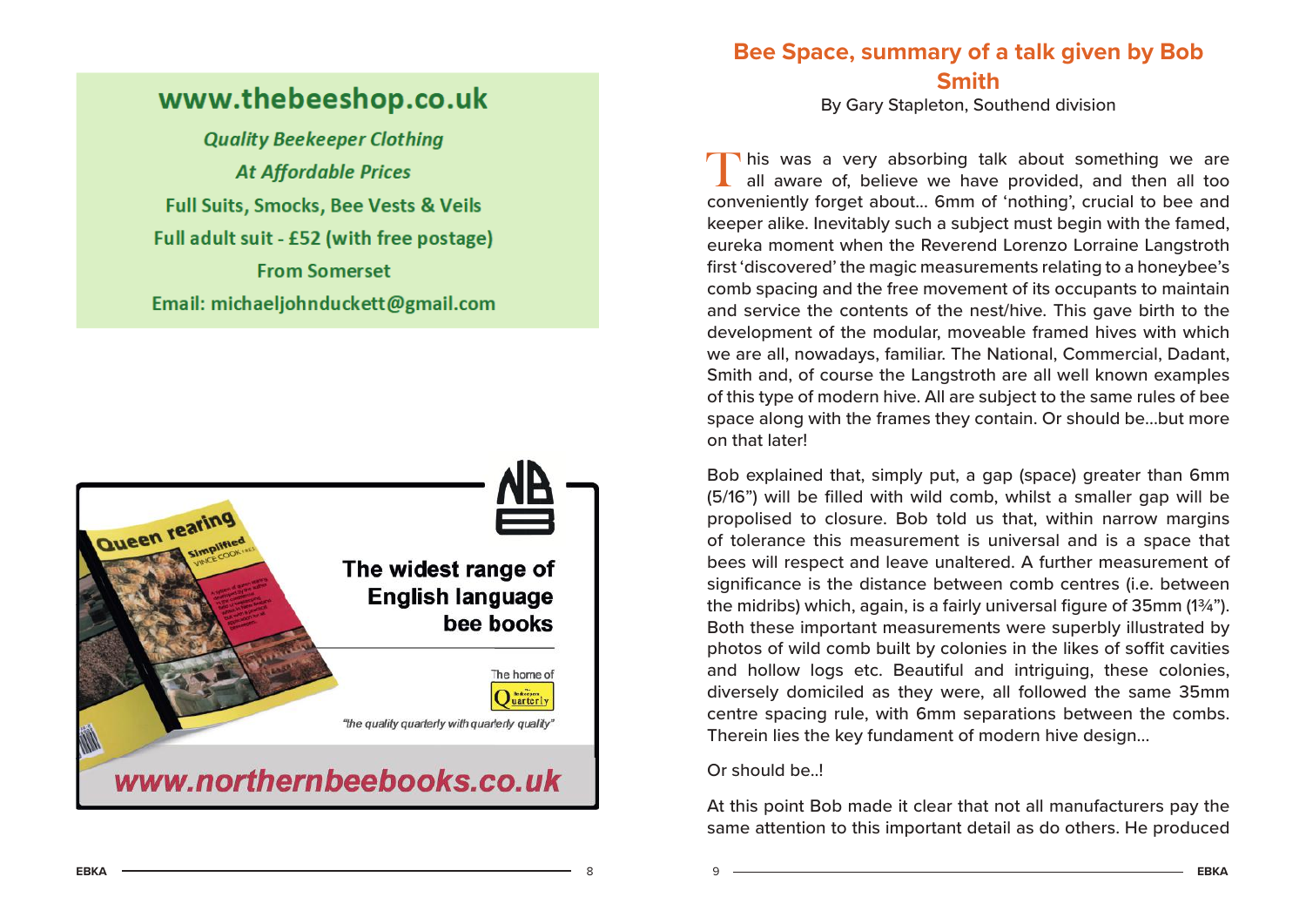www.thebeeshop.co.uk

*Quality Beekeeper Clothing*

*At Affordable Prices*

Full Suits, Smocks, Bee Vests & Veils

Full adult suit - £52 (with free postage)

From Somerset

Email: michaeljohnduckett@gmail.com

The widest range of English language bee books

The home of Beekeepers Quarterly

*"the quality quarterly with quarterly quality"*

*www.northernbeebooks.co.uk*

## Bee Space, summary of a talk given by Bob Smith

By Gary Stapleton, Southend division

This was a very absorbing talk about something we are all aware of, believe we have provided, and then all too conveniently forget about... 6mm of 'nothing', crucial to bee and keeper alike. Inevitably such a subject must begin with the famed, eureka moment when the Reverend Lorenzo Lorraine Langstroth first 'discovered' the magic measurements relating to a honeybee's comb spacing and the free movement of its occupants to maintain and service the contents of the nest/hive. This gave birth to the development of the modular, moveable framed hives with which we are all, nowadays, familiar. The National, Commercial, Dadant, Smith and, of course the Langstroth are all well known examples of this type of modern hive. All are subject to the same rules of bee space along with the frames they contain. Or should be...but more on that later!

Bob explained that, simply put, a gap (space) greater than 6mm (5/16") will be filled with wild comb, whilst a smaller gap will be propolised to closure. Bob told us that, within narrow margins of tolerance this measurement is universal and is a space that bees will respect and leave unaltered. A further measurement of significance is the distance between comb centres (i.e. between the midribs) which, again, is a fairly universal figure of 35mm (1¾"). Both these important measurements were superbly illustrated by photos of wild comb built by colonies in the likes of soffit cavities and hollow logs etc. Beautiful and intriguing, these colonies, diversely domiciled as they were, all followed the same 35mm centre spacing rule, with 6mm separations between the combs. Therein lies the key fundament of modern hive design...

Or should be..!

At this point Bob made it clear that not all manufacturers pay the same attention to this important detail as do others. He produced